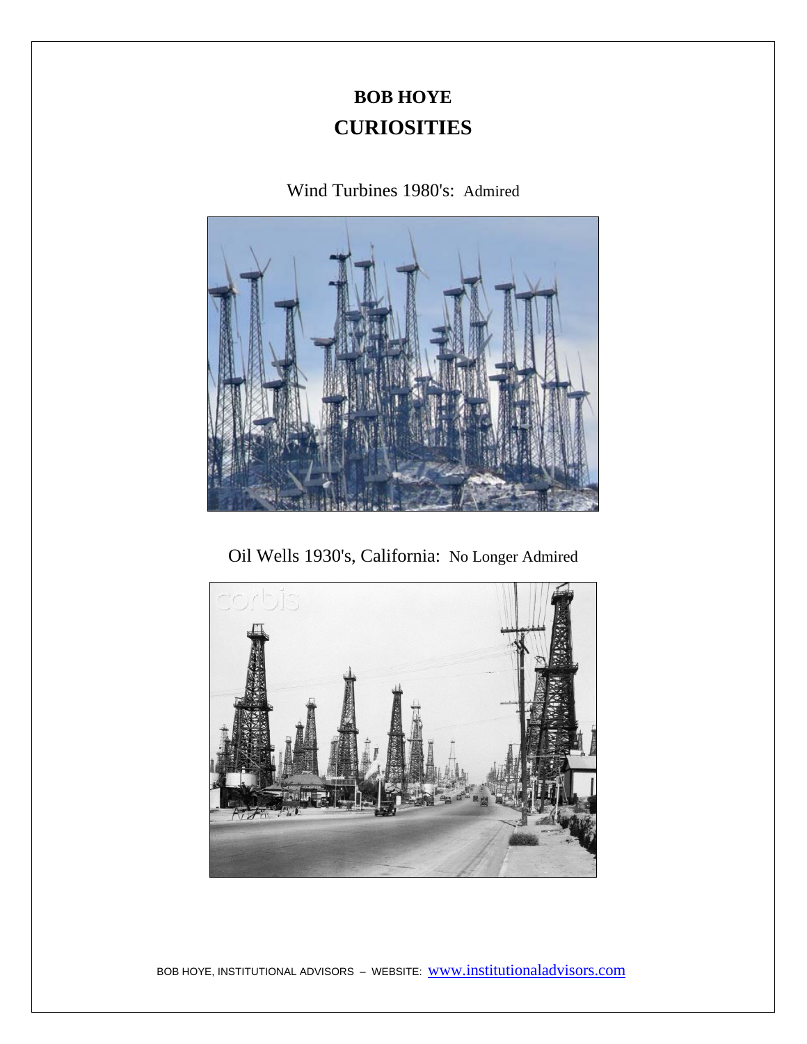# BOB HOYE
## CURIOSITIES

Wind Turbines 1980's: Admired

Oil Wells 1930's, California: No Longer Admired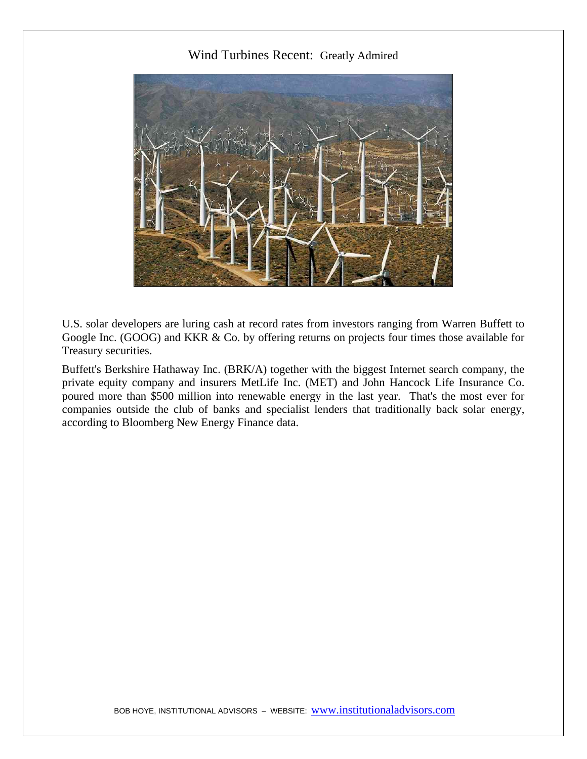## Wind Turbines Recent: Greatly Admired

U.S. solar developers are luring cash at record rates from investors ranging from Warren Buffett to Google Inc. (GOOG) and KKR & Co. by offering returns on projects four times those available for Treasury securities.

Buffett's Berkshire Hathaway Inc. (BRK/A) together with the biggest Internet search company, the private equity company and insurers MetLife Inc. (MET) and John Hancock Life Insurance Co. poured more than $500 million into renewable energy in the last year. That's the most ever for companies outside the club of banks and specialist lenders that traditionally back solar energy, according to Bloomberg New Energy Finance data.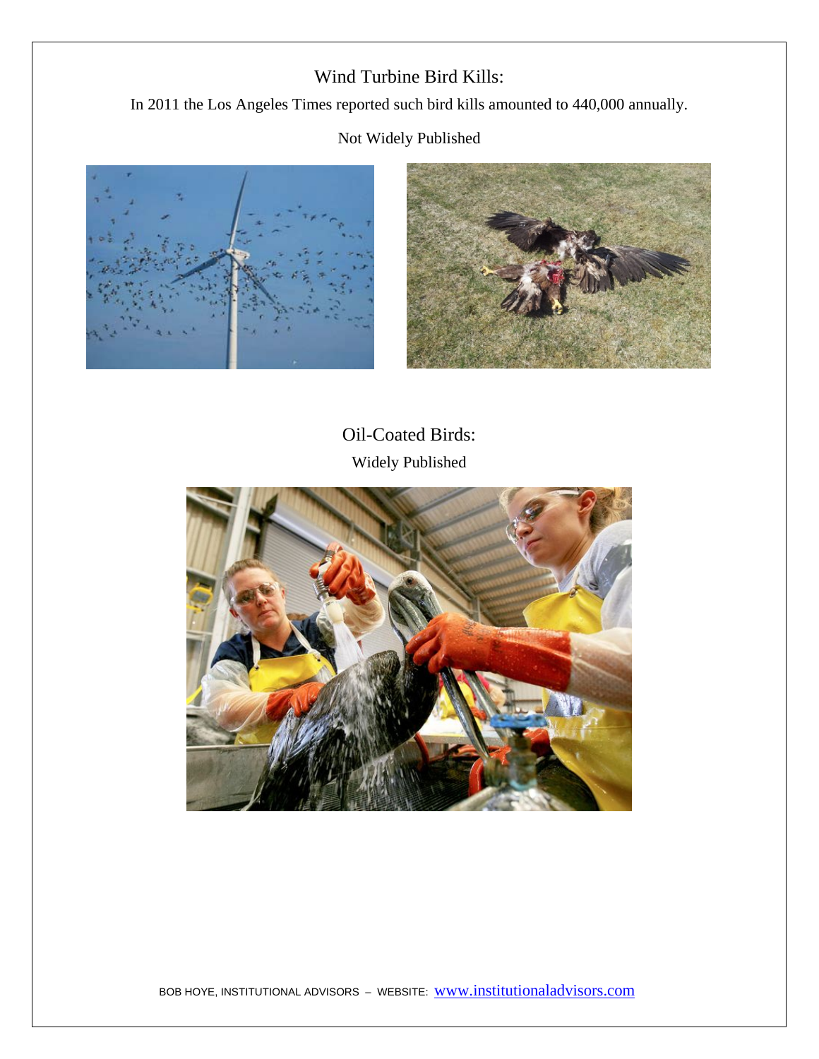## Wind Turbine Bird Kills:

In 2011 the Los Angeles Times reported such bird kills amounted to 440,000 annually.

Not Widely Published

## Oil-Coated Birds:

Widely Published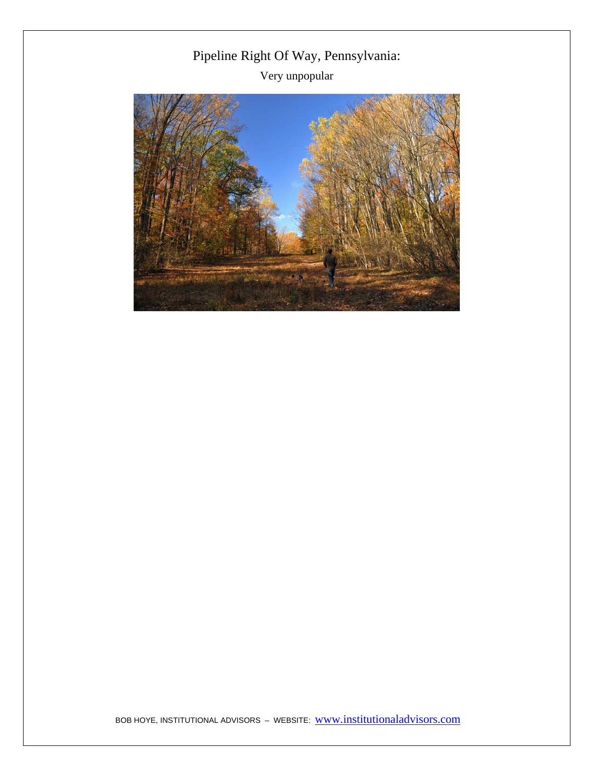# Pipeline Right Of Way, Pennsylvania:

Very unpopular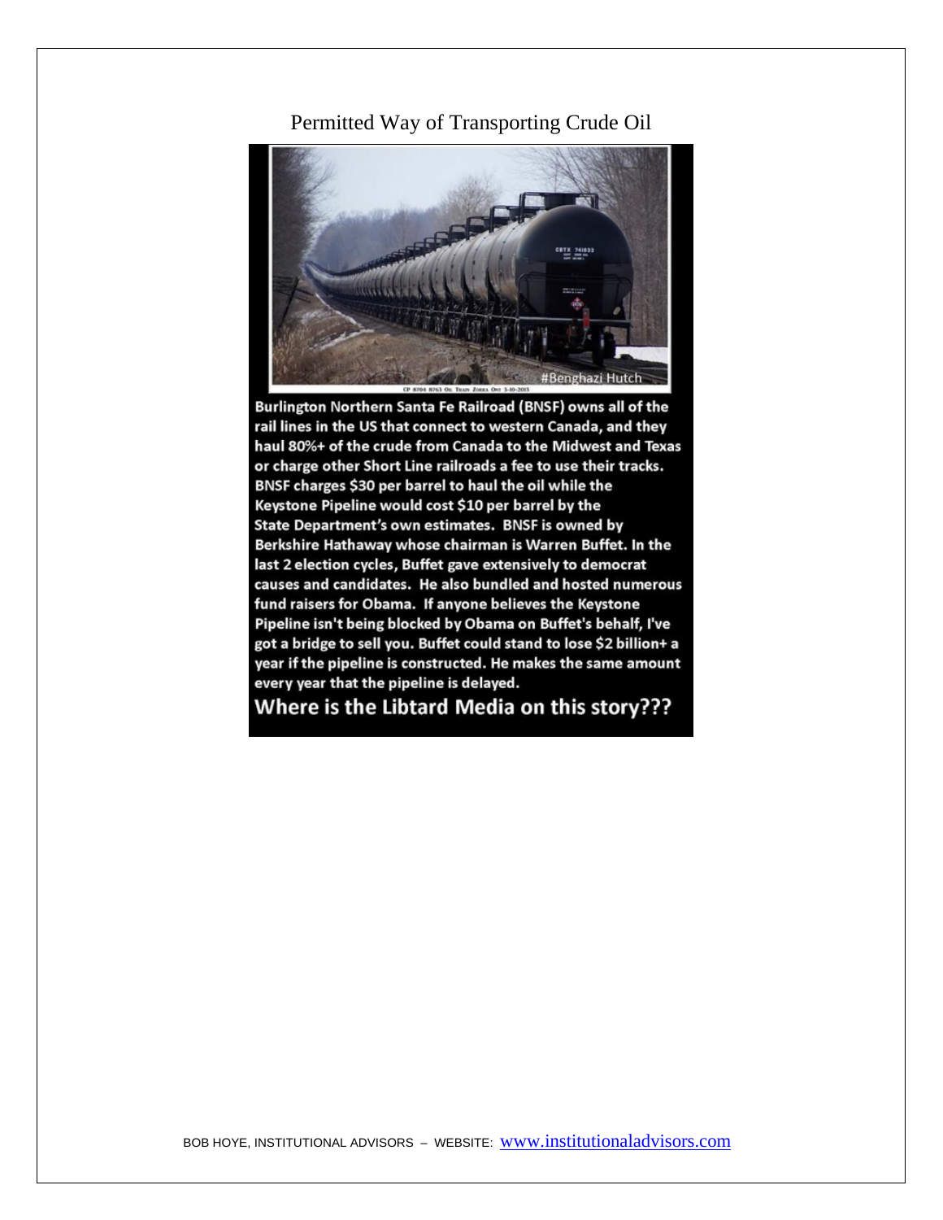Permitted Way of Transporting Crude Oil

#Benghazi Hutch

CP 8704 8763 Oil Train Zorra Ont 3-10-2013

**Burlington Northern Santa Fe Railroad (BNSF) owns all of the rail lines in the US that connect to western Canada, and they haul 80%+ of the crude from Canada to the Midwest and Texas or charge other Short Line railroads a fee to use their tracks. BNSF charges $30 per barrel to haul the oil while the Keystone Pipeline would cost $10 per barrel by the State Department's own estimates. BNSF is owned by Berkshire Hathaway whose chairman is Warren Buffet. In the last 2 election cycles, Buffet gave extensively to democrat causes and candidates. He also bundled and hosted numerous fund raisers for Obama. If anyone believes the Keystone Pipeline isn't being blocked by Obama on Buffet's behalf, I've got a bridge to sell you. Buffet could stand to lose $2 billion+ a year if the pipeline is constructed. He makes the same amount every year that the pipeline is delayed.**

**Where is the Libtard Media on this story???**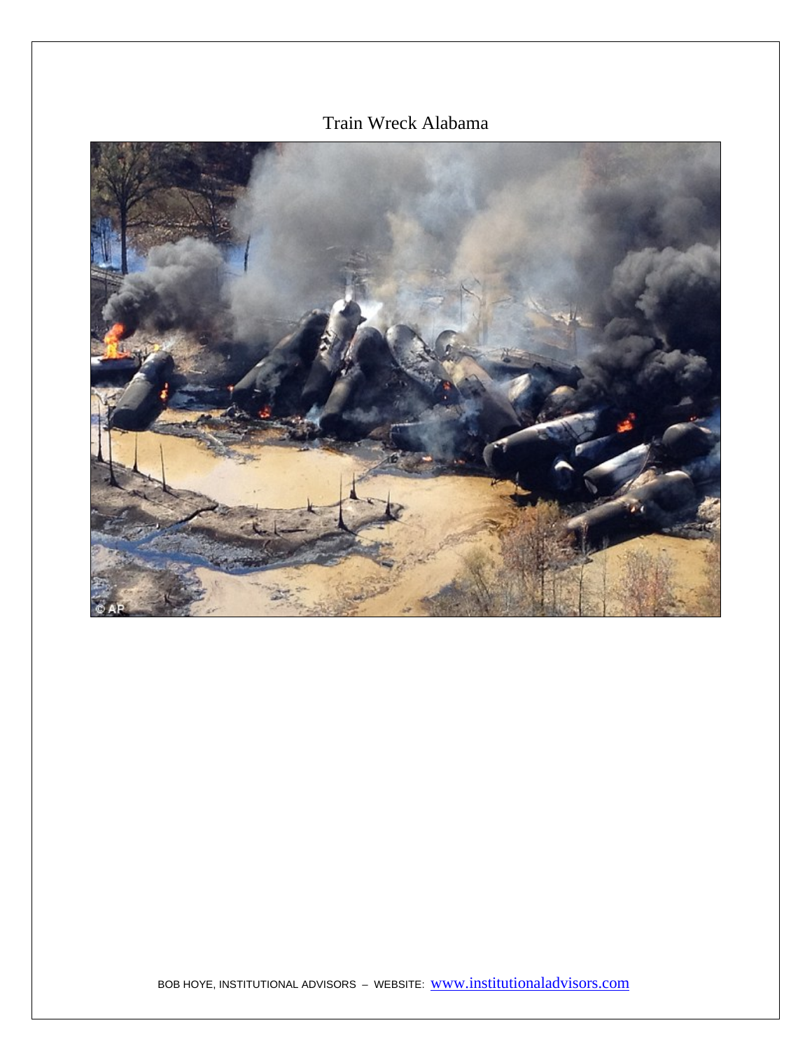Train Wreck Alabama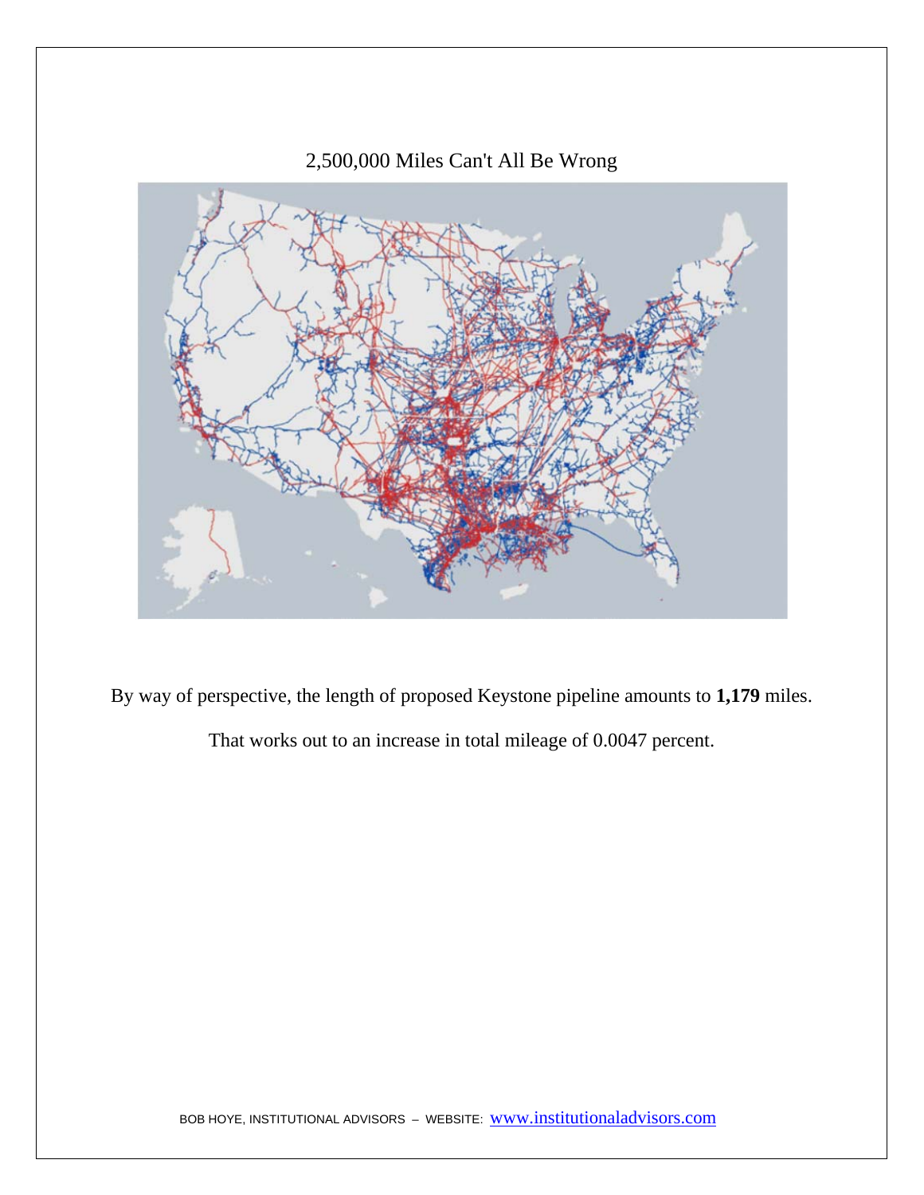2,500,000 Miles Can't All Be Wrong

By way of perspective, the length of proposed Keystone pipeline amounts to **1,179** miles.

That works out to an increase in total mileage of 0.0047 percent.